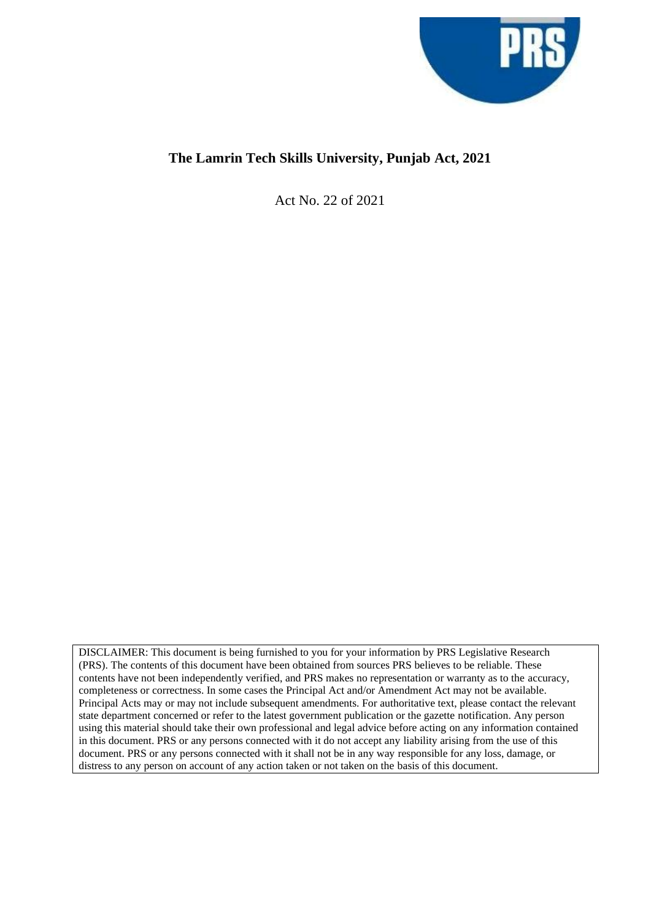# The Lamrin Tech Skills University, Punjab Act, 2021

Act No. 22 of 2021

DISCLAIMER: This document is being furnished to you for your information by PRS Legislative Research (PRS). The contents of this document have been obtained from sources PRS believes to be reliable. These contents have not been independently verified, and PRS makes no representation or warranty as to the accuracy, completeness or correctness. In some cases the Principal Act and/or Amendment Act may not be available. Principal Acts may or may not include subsequent amendments. For authoritative text, please contact the relevant state department concerned or refer to the latest government publication or the gazette notification. Any person using this material should take their own professional and legal advice before acting on any information contained in this document. PRS or any persons connected with it do not accept any liability arising from the use of this document. PRS or any persons connected with it shall not be in any way responsible for any loss, damage, or distress to any person on account of any action taken or not taken on the basis of this document.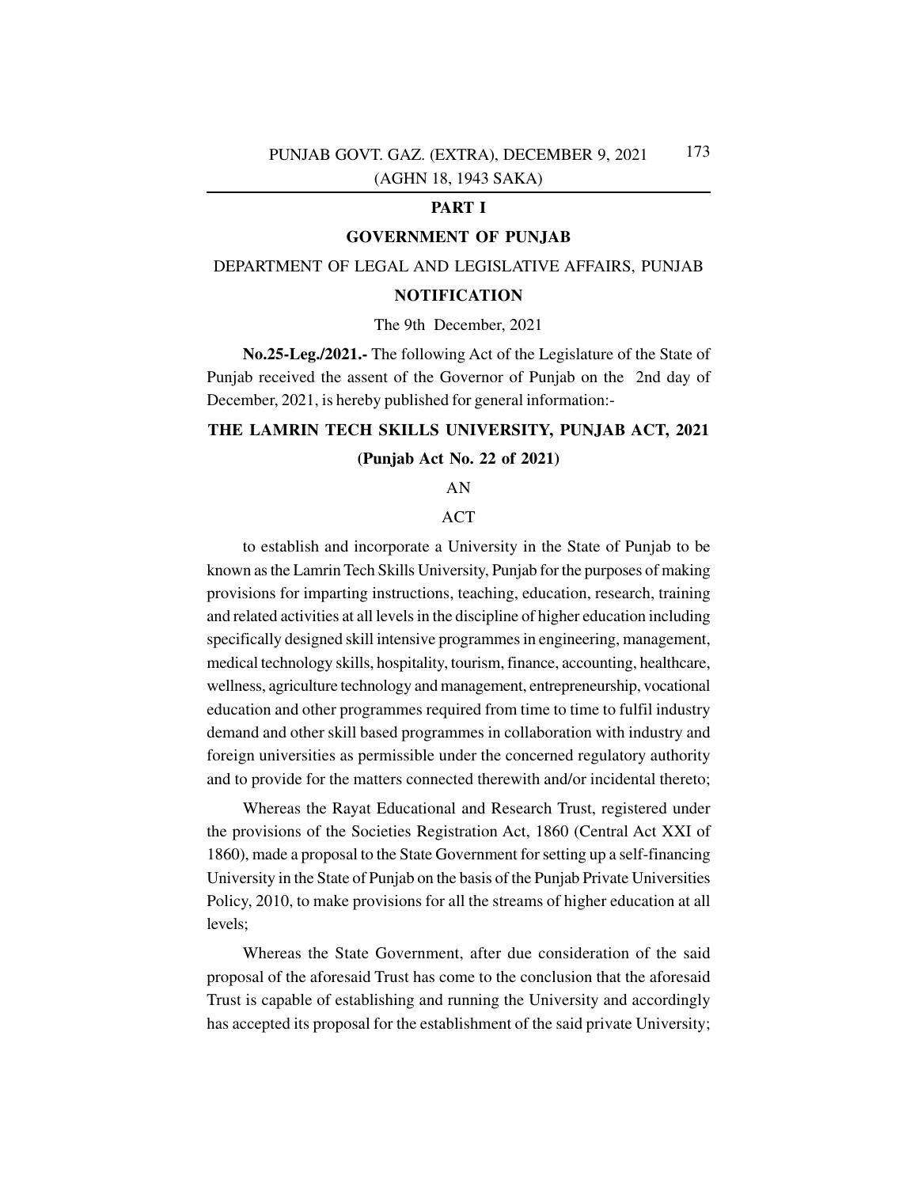## PART I

## GOVERNMENT OF PUNJAB

### DEPARTMENT OF LEGAL AND LEGISLATIVE AFFAIRS, PUNJAB

### NOTIFICATION

The 9th December, 2021

**No.25-Leg./2021.-** The following Act of the Legislature of the State of Punjab received the assent of the Governor of Punjab on the 2nd day of December, 2021, is hereby published for general information:-

## THE LAMRIN TECH SKILLS UNIVERSITY, PUNJAB ACT, 2021

### (Punjab Act No. 22 of 2021)

AN

ACT

to establish and incorporate a University in the State of Punjab to be known as the Lamrin Tech Skills University, Punjab for the purposes of making provisions for imparting instructions, teaching, education, research, training and related activities at all levels in the discipline of higher education including specifically designed skill intensive programmes in engineering, management, medical technology skills, hospitality, tourism, finance, accounting, healthcare, wellness, agriculture technology and management, entrepreneurship, vocational education and other programmes required from time to time to fulfil industry demand and other skill based programmes in collaboration with industry and foreign universities as permissible under the concerned regulatory authority and to provide for the matters connected therewith and/or incidental thereto;

Whereas the Rayat Educational and Research Trust, registered under the provisions of the Societies Registration Act, 1860 (Central Act XXI of 1860), made a proposal to the State Government for setting up a self-financing University in the State of Punjab on the basis of the Punjab Private Universities Policy, 2010, to make provisions for all the streams of higher education at all levels;

Whereas the State Government, after due consideration of the said proposal of the aforesaid Trust has come to the conclusion that the aforesaid Trust is capable of establishing and running the University and accordingly has accepted its proposal for the establishment of the said private University;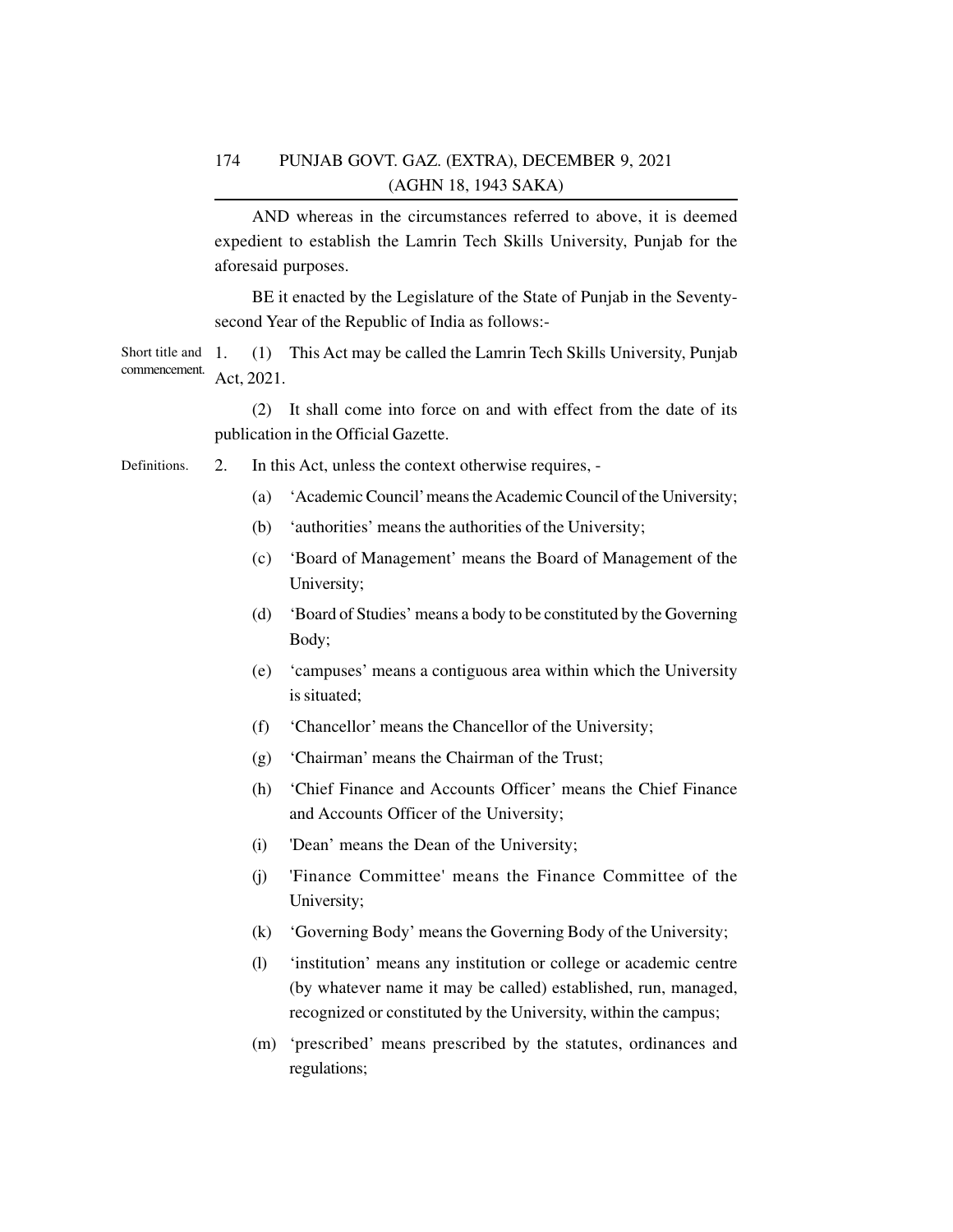AND whereas in the circumstances referred to above, it is deemed expedient to establish the Lamrin Tech Skills University, Punjab for the aforesaid purposes.

BE it enacted by the Legislature of the State of Punjab in the Seventy-second Year of the Republic of India as follows:-

Short title and commencement.

1. (1) This Act may be called the Lamrin Tech Skills University, Punjab Act, 2021.

(2) It shall come into force on and with effect from the date of its publication in the Official Gazette.

Definitions.

2. In this Act, unless the context otherwise requires, -

(a) 'Academic Council' means the Academic Council of the University;

(b) 'authorities' means the authorities of the University;

(c) 'Board of Management' means the Board of Management of the University;

(d) 'Board of Studies' means a body to be constituted by the Governing Body;

(e) 'campuses' means a contiguous area within which the University is situated;

(f) 'Chancellor' means the Chancellor of the University;

(g) 'Chairman' means the Chairman of the Trust;

(h) 'Chief Finance and Accounts Officer' means the Chief Finance and Accounts Officer of the University;

(i) 'Dean' means the Dean of the University;

(j) 'Finance Committee' means the Finance Committee of the University;

(k) 'Governing Body' means the Governing Body of the University;

(l) 'institution' means any institution or college or academic centre (by whatever name it may be called) established, run, managed, recognized or constituted by the University, within the campus;

(m) 'prescribed' means prescribed by the statutes, ordinances and regulations;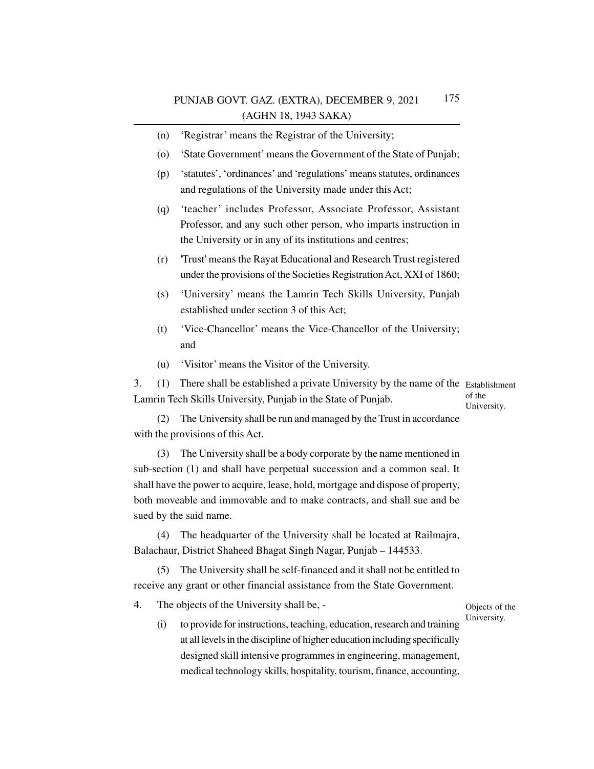(n) 'Registrar' means the Registrar of the University;

(o) 'State Government' means the Government of the State of Punjab;

(p) 'statutes', 'ordinances' and 'regulations' means statutes, ordinances and regulations of the University made under this Act;

(q) 'teacher' includes Professor, Associate Professor, Assistant Professor, and any such other person, who imparts instruction in the University or in any of its institutions and centres;

(r) 'Trust' means the Rayat Educational and Research Trust registered under the provisions of the Societies Registration Act, XXI of 1860;

(s) 'University' means the Lamrin Tech Skills University, Punjab established under section 3 of this Act;

(t) 'Vice-Chancellor' means the Vice-Chancellor of the University; and

(u) 'Visitor' means the Visitor of the University.

**Establishment of the University.**

3. (1) There shall be established a private University by the name of the Lamrin Tech Skills University, Punjab in the State of Punjab.

(2) The University shall be run and managed by the Trust in accordance with the provisions of this Act.

(3) The University shall be a body corporate by the name mentioned in sub-section (1) and shall have perpetual succession and a common seal. It shall have the power to acquire, lease, hold, mortgage and dispose of property, both moveable and immovable and to make contracts, and shall sue and be sued by the said name.

(4) The headquarter of the University shall be located at Railmajra, Balachaur, District Shaheed Bhagat Singh Nagar, Punjab – 144533.

(5) The University shall be self-financed and it shall not be entitled to receive any grant or other financial assistance from the State Government.

**Objects of the University.**

4. The objects of the University shall be, -

(i) to provide for instructions, teaching, education, research and training at all levels in the discipline of higher education including specifically designed skill intensive programmes in engineering, management, medical technology skills, hospitality, tourism, finance, accounting,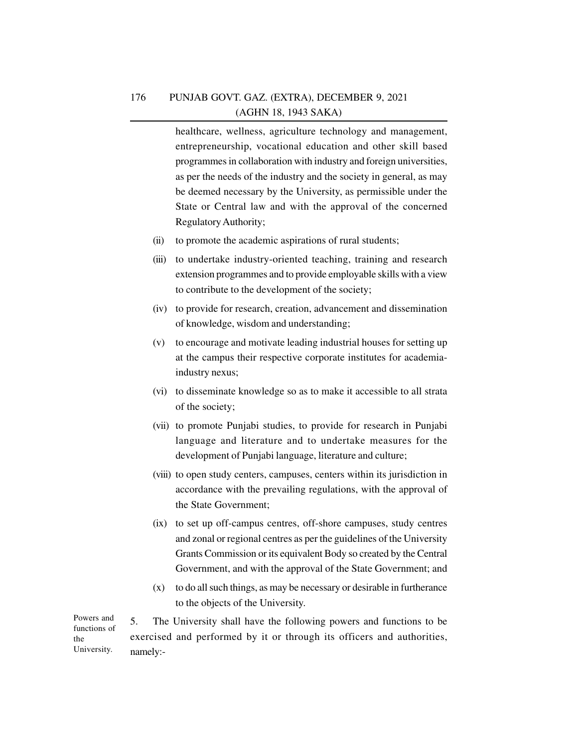healthcare, wellness, agriculture technology and management, entrepreneurship, vocational education and other skill based programmes in collaboration with industry and foreign universities, as per the needs of the industry and the society in general, as may be deemed necessary by the University, as permissible under the State or Central law and with the approval of the concerned Regulatory Authority;

(ii) to promote the academic aspirations of rural students;

(iii) to undertake industry-oriented teaching, training and research extension programmes and to provide employable skills with a view to contribute to the development of the society;

(iv) to provide for research, creation, advancement and dissemination of knowledge, wisdom and understanding;

(v) to encourage and motivate leading industrial houses for setting up at the campus their respective corporate institutes for academia-industry nexus;

(vi) to disseminate knowledge so as to make it accessible to all strata of the society;

(vii) to promote Punjabi studies, to provide for research in Punjabi language and literature and to undertake measures for the development of Punjabi language, literature and culture;

(viii) to open study centers, campuses, centers within its jurisdiction in accordance with the prevailing regulations, with the approval of the State Government;

(ix) to set up off-campus centres, off-shore campuses, study centres and zonal or regional centres as per the guidelines of the University Grants Commission or its equivalent Body so created by the Central Government, and with the approval of the State Government; and

(x) to do all such things, as may be necessary or desirable in furtherance to the objects of the University.

Powers and functions of the University.

5. The University shall have the following powers and functions to be exercised and performed by it or through its officers and authorities, namely:-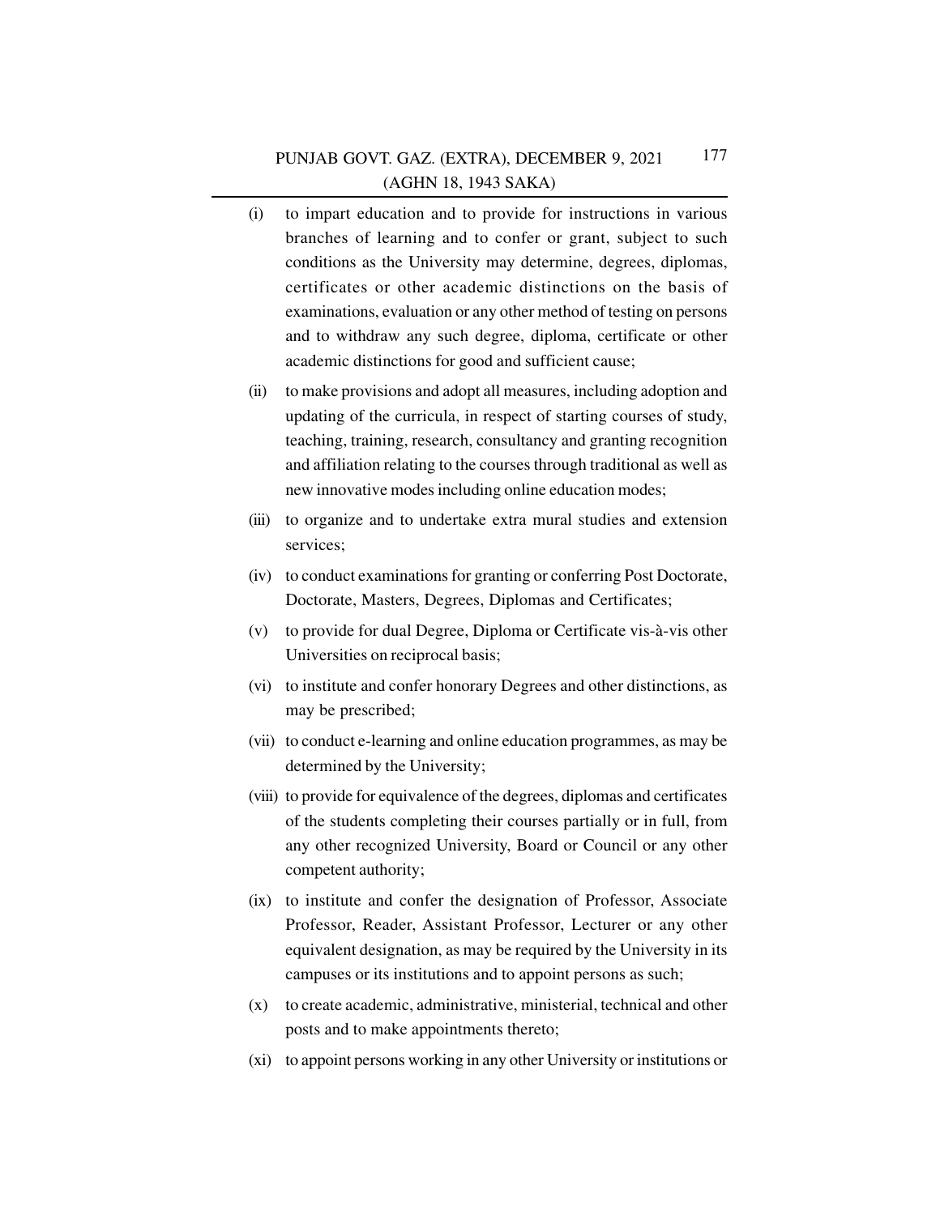(i) to impart education and to provide for instructions in various branches of learning and to confer or grant, subject to such conditions as the University may determine, degrees, diplomas, certificates or other academic distinctions on the basis of examinations, evaluation or any other method of testing on persons and to withdraw any such degree, diploma, certificate or other academic distinctions for good and sufficient cause;

(ii) to make provisions and adopt all measures, including adoption and updating of the curricula, in respect of starting courses of study, teaching, training, research, consultancy and granting recognition and affiliation relating to the courses through traditional as well as new innovative modes including online education modes;

(iii) to organize and to undertake extra mural studies and extension services;

(iv) to conduct examinations for granting or conferring Post Doctorate, Doctorate, Masters, Degrees, Diplomas and Certificates;

(v) to provide for dual Degree, Diploma or Certificate vis-à-vis other Universities on reciprocal basis;

(vi) to institute and confer honorary Degrees and other distinctions, as may be prescribed;

(vii) to conduct e-learning and online education programmes, as may be determined by the University;

(viii) to provide for equivalence of the degrees, diplomas and certificates of the students completing their courses partially or in full, from any other recognized University, Board or Council or any other competent authority;

(ix) to institute and confer the designation of Professor, Associate Professor, Reader, Assistant Professor, Lecturer or any other equivalent designation, as may be required by the University in its campuses or its institutions and to appoint persons as such;

(x) to create academic, administrative, ministerial, technical and other posts and to make appointments thereto;

(xi) to appoint persons working in any other University or institutions or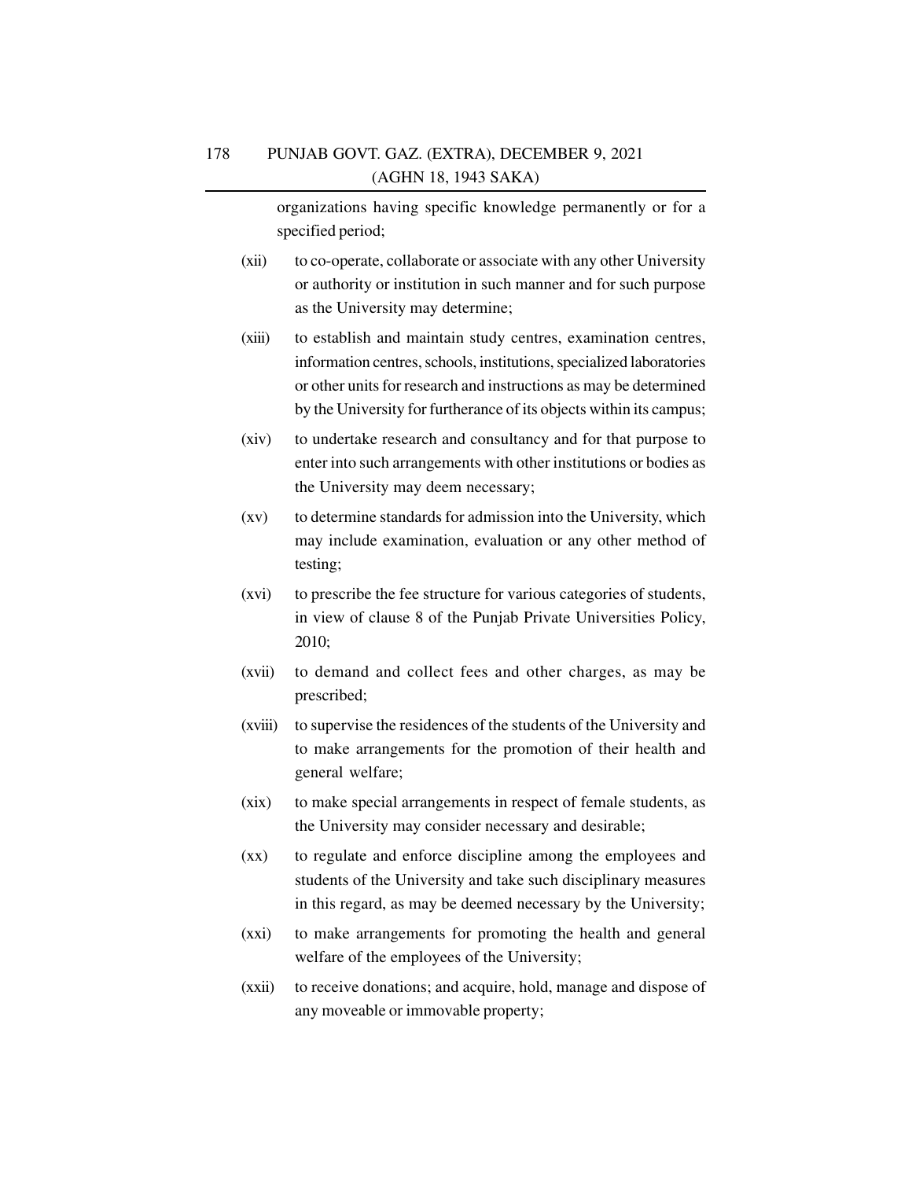organizations having specific knowledge permanently or for a specified period;

(xii) to co-operate, collaborate or associate with any other University or authority or institution in such manner and for such purpose as the University may determine;

(xiii) to establish and maintain study centres, examination centres, information centres, schools, institutions, specialized laboratories or other units for research and instructions as may be determined by the University for furtherance of its objects within its campus;

(xiv) to undertake research and consultancy and for that purpose to enter into such arrangements with other institutions or bodies as the University may deem necessary;

(xv) to determine standards for admission into the University, which may include examination, evaluation or any other method of testing;

(xvi) to prescribe the fee structure for various categories of students, in view of clause 8 of the Punjab Private Universities Policy, 2010;

(xvii) to demand and collect fees and other charges, as may be prescribed;

(xviii) to supervise the residences of the students of the University and to make arrangements for the promotion of their health and general welfare;

(xix) to make special arrangements in respect of female students, as the University may consider necessary and desirable;

(xx) to regulate and enforce discipline among the employees and students of the University and take such disciplinary measures in this regard, as may be deemed necessary by the University;

(xxi) to make arrangements for promoting the health and general welfare of the employees of the University;

(xxii) to receive donations; and acquire, hold, manage and dispose of any moveable or immovable property;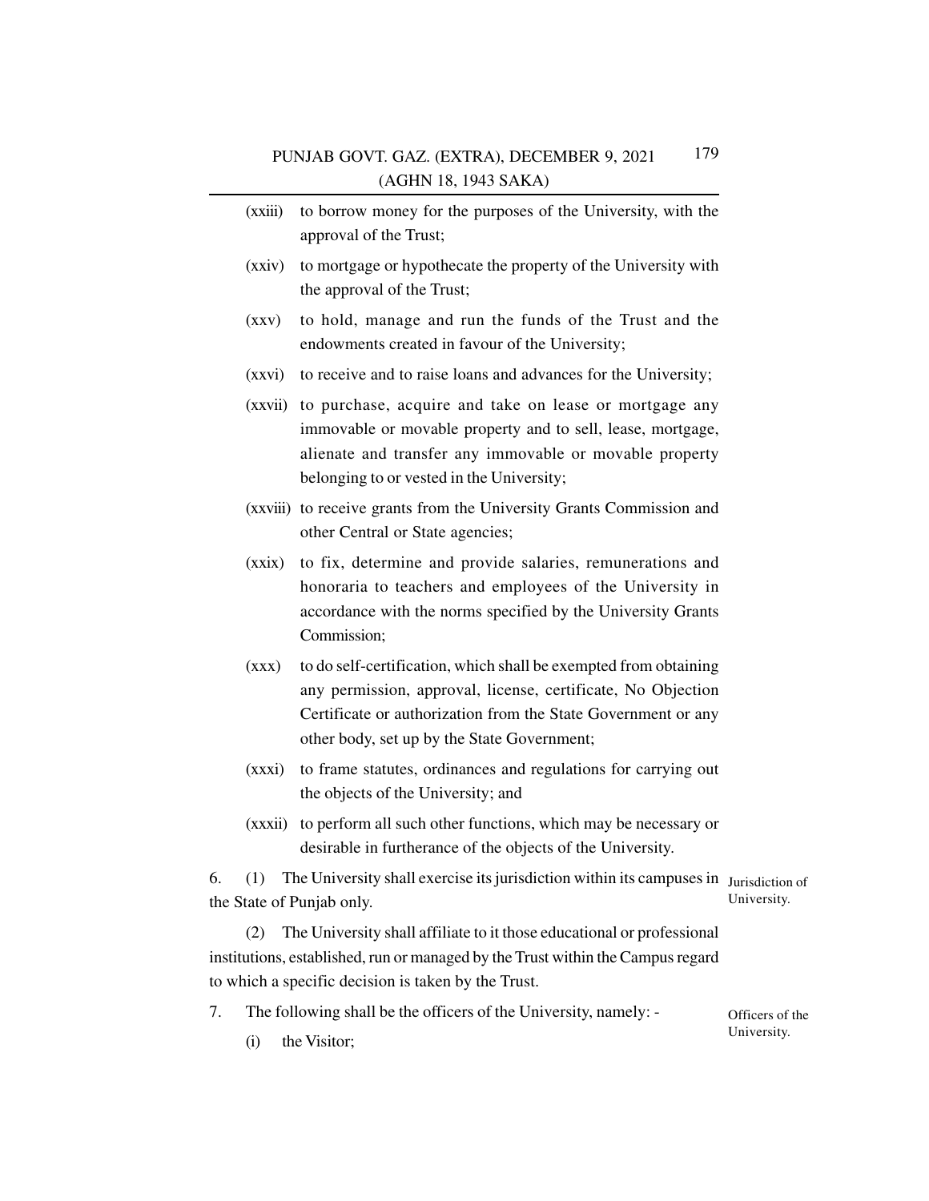(xxiii) to borrow money for the purposes of the University, with the approval of the Trust;

(xxiv) to mortgage or hypothecate the property of the University with the approval of the Trust;

(xxv) to hold, manage and run the funds of the Trust and the endowments created in favour of the University;

(xxvi) to receive and to raise loans and advances for the University;

(xxvii) to purchase, acquire and take on lease or mortgage any immovable or movable property and to sell, lease, mortgage, alienate and transfer any immovable or movable property belonging to or vested in the University;

(xxviii) to receive grants from the University Grants Commission and other Central or State agencies;

(xxix) to fix, determine and provide salaries, remunerations and honoraria to teachers and employees of the University in accordance with the norms specified by the University Grants Commission;

(xxx) to do self-certification, which shall be exempted from obtaining any permission, approval, license, certificate, No Objection Certificate or authorization from the State Government or any other body, set up by the State Government;

(xxxi) to frame statutes, ordinances and regulations for carrying out the objects of the University; and

(xxxii) to perform all such other functions, which may be necessary or desirable in furtherance of the objects of the University.

Jurisdiction of University.

6. (1) The University shall exercise its jurisdiction within its campuses in the State of Punjab only.

(2) The University shall affiliate to it those educational or professional institutions, established, run or managed by the Trust within the Campus regard to which a specific decision is taken by the Trust.

Officers of the University.

7. The following shall be the officers of the University, namely: -

(i) the Visitor;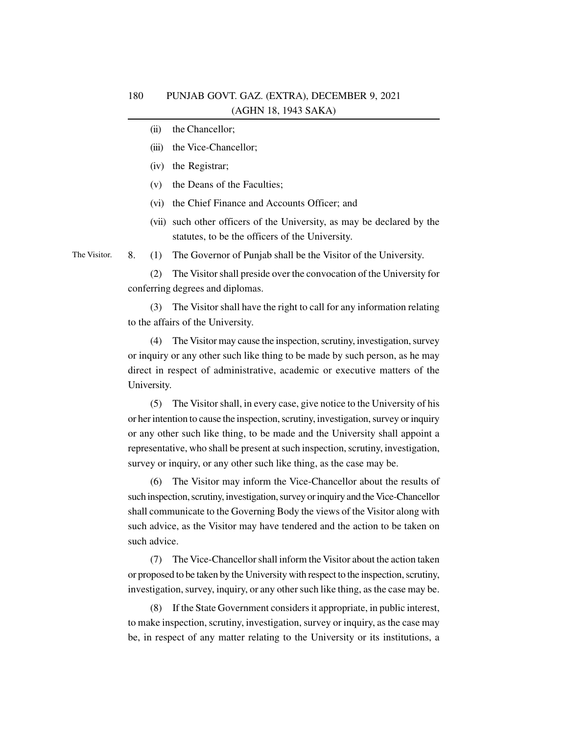(ii) the Chancellor;

(iii) the Vice-Chancellor;

(iv) the Registrar;

(v) the Deans of the Faculties;

(vi) the Chief Finance and Accounts Officer; and

(vii) such other officers of the University, as may be declared by the statutes, to be the officers of the University.

The Visitor.

8. (1) The Governor of Punjab shall be the Visitor of the University.

(2) The Visitor shall preside over the convocation of the University for conferring degrees and diplomas.

(3) The Visitor shall have the right to call for any information relating to the affairs of the University.

(4) The Visitor may cause the inspection, scrutiny, investigation, survey or inquiry or any other such like thing to be made by such person, as he may direct in respect of administrative, academic or executive matters of the University.

(5) The Visitor shall, in every case, give notice to the University of his or her intention to cause the inspection, scrutiny, investigation, survey or inquiry or any other such like thing, to be made and the University shall appoint a representative, who shall be present at such inspection, scrutiny, investigation, survey or inquiry, or any other such like thing, as the case may be.

(6) The Visitor may inform the Vice-Chancellor about the results of such inspection, scrutiny, investigation, survey or inquiry and the Vice-Chancellor shall communicate to the Governing Body the views of the Visitor along with such advice, as the Visitor may have tendered and the action to be taken on such advice.

(7) The Vice-Chancellor shall inform the Visitor about the action taken or proposed to be taken by the University with respect to the inspection, scrutiny, investigation, survey, inquiry, or any other such like thing, as the case may be.

(8) If the State Government considers it appropriate, in public interest, to make inspection, scrutiny, investigation, survey or inquiry, as the case may be, in respect of any matter relating to the University or its institutions, a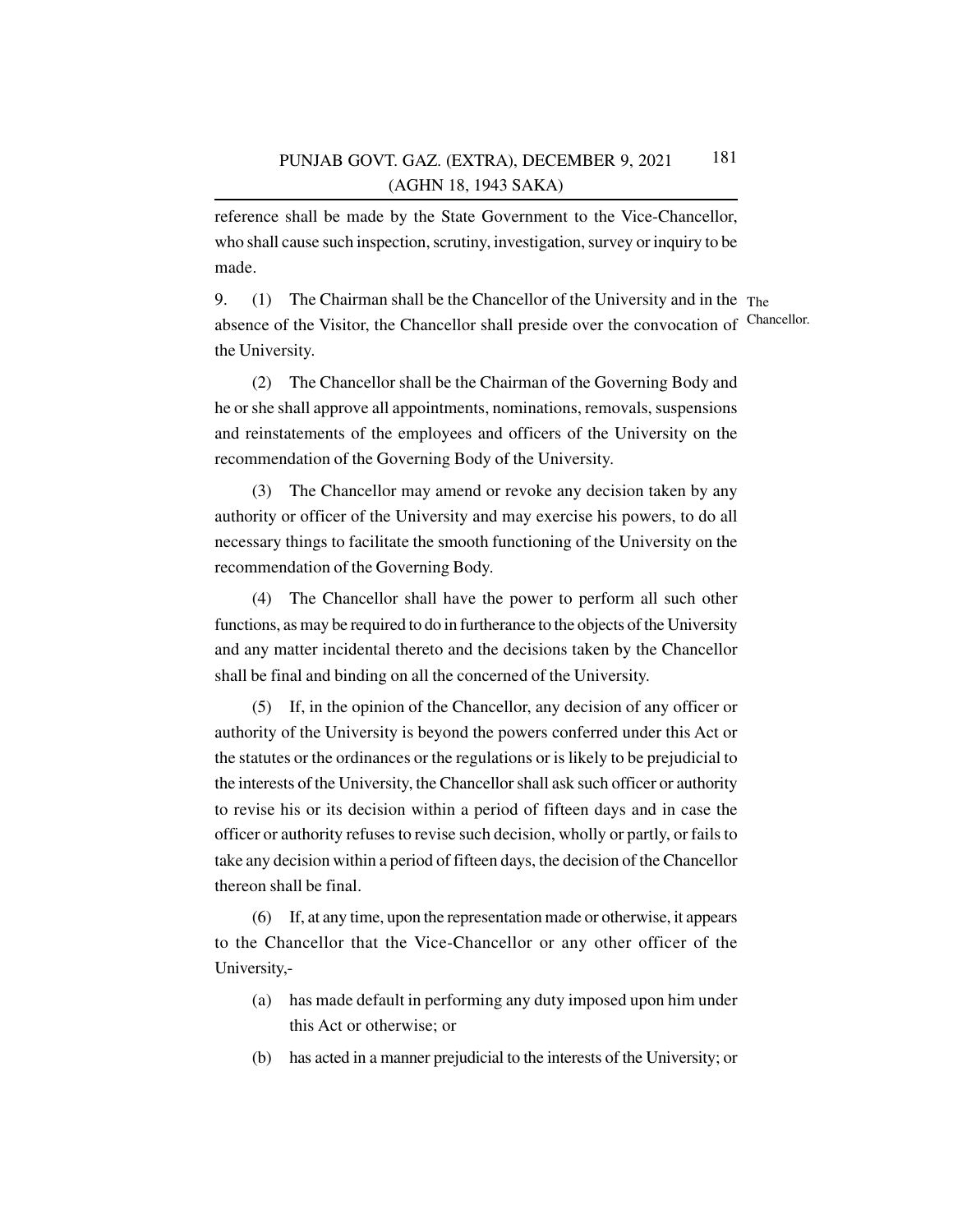reference shall be made by the State Government to the Vice-Chancellor, who shall cause such inspection, scrutiny, investigation, survey or inquiry to be made.

9. (1) The Chairman shall be the Chancellor of the University and in the absence of the Visitor, the Chancellor shall preside over the convocation of the University. *The Chancellor.*

(2) The Chancellor shall be the Chairman of the Governing Body and he or she shall approve all appointments, nominations, removals, suspensions and reinstatements of the employees and officers of the University on the recommendation of the Governing Body of the University.

(3) The Chancellor may amend or revoke any decision taken by any authority or officer of the University and may exercise his powers, to do all necessary things to facilitate the smooth functioning of the University on the recommendation of the Governing Body.

(4) The Chancellor shall have the power to perform all such other functions, as may be required to do in furtherance to the objects of the University and any matter incidental thereto and the decisions taken by the Chancellor shall be final and binding on all the concerned of the University.

(5) If, in the opinion of the Chancellor, any decision of any officer or authority of the University is beyond the powers conferred under this Act or the statutes or the ordinances or the regulations or is likely to be prejudicial to the interests of the University, the Chancellor shall ask such officer or authority to revise his or its decision within a period of fifteen days and in case the officer or authority refuses to revise such decision, wholly or partly, or fails to take any decision within a period of fifteen days, the decision of the Chancellor thereon shall be final.

(6) If, at any time, upon the representation made or otherwise, it appears to the Chancellor that the Vice-Chancellor or any other officer of the University,-

(a) has made default in performing any duty imposed upon him under this Act or otherwise; or

(b) has acted in a manner prejudicial to the interests of the University; or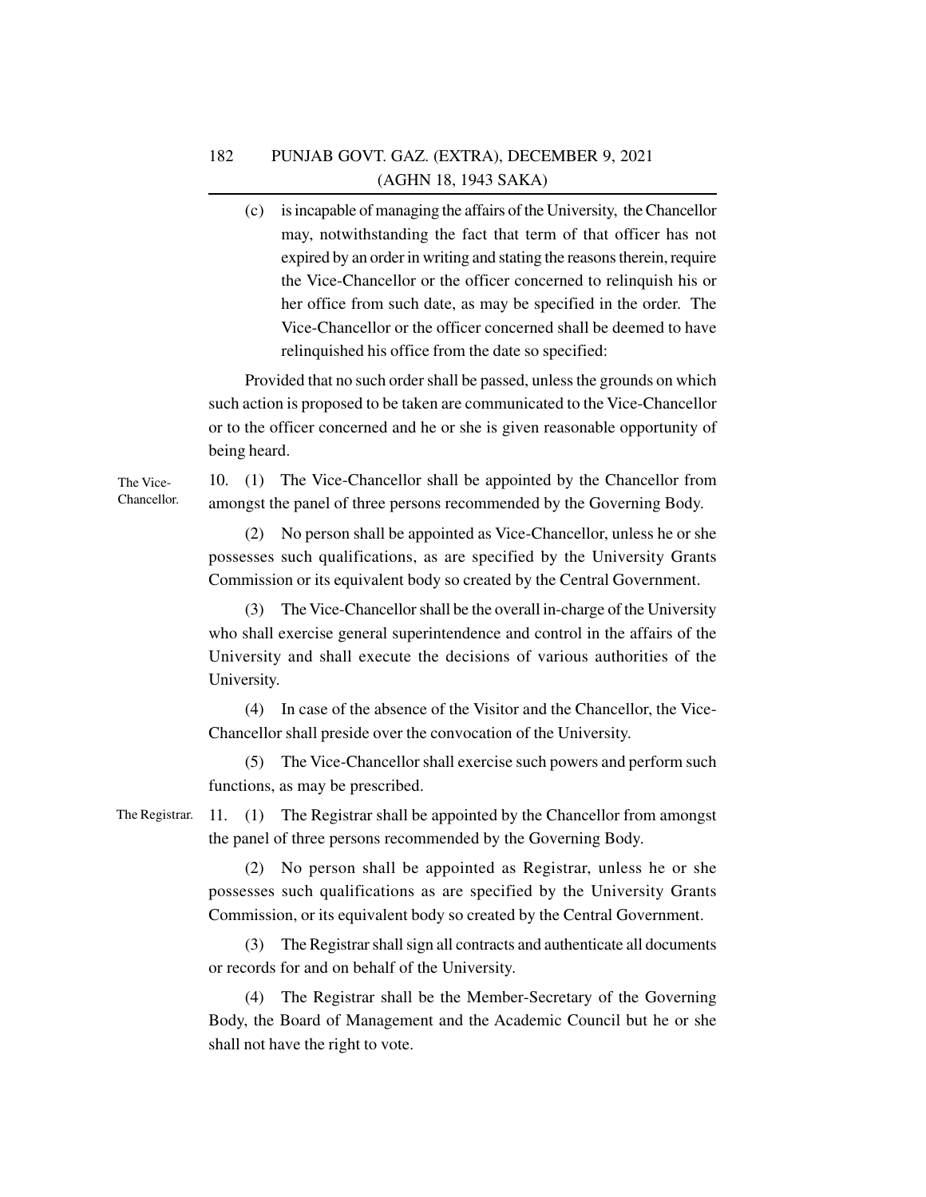(c) is incapable of managing the affairs of the University, the Chancellor may, notwithstanding the fact that term of that officer has not expired by an order in writing and stating the reasons therein, require the Vice-Chancellor or the officer concerned to relinquish his or her office from such date, as may be specified in the order. The Vice-Chancellor or the officer concerned shall be deemed to have relinquished his office from the date so specified:

Provided that no such order shall be passed, unless the grounds on which such action is proposed to be taken are communicated to the Vice-Chancellor or to the officer concerned and he or she is given reasonable opportunity of being heard.

The Vice-Chancellor.

10. (1) The Vice-Chancellor shall be appointed by the Chancellor from amongst the panel of three persons recommended by the Governing Body.

(2) No person shall be appointed as Vice-Chancellor, unless he or she possesses such qualifications, as are specified by the University Grants Commission or its equivalent body so created by the Central Government.

(3) The Vice-Chancellor shall be the overall in-charge of the University who shall exercise general superintendence and control in the affairs of the University and shall execute the decisions of various authorities of the University.

(4) In case of the absence of the Visitor and the Chancellor, the Vice-Chancellor shall preside over the convocation of the University.

(5) The Vice-Chancellor shall exercise such powers and perform such functions, as may be prescribed.

The Registrar.

11. (1) The Registrar shall be appointed by the Chancellor from amongst the panel of three persons recommended by the Governing Body.

(2) No person shall be appointed as Registrar, unless he or she possesses such qualifications as are specified by the University Grants Commission, or its equivalent body so created by the Central Government.

(3) The Registrar shall sign all contracts and authenticate all documents or records for and on behalf of the University.

(4) The Registrar shall be the Member-Secretary of the Governing Body, the Board of Management and the Academic Council but he or she shall not have the right to vote.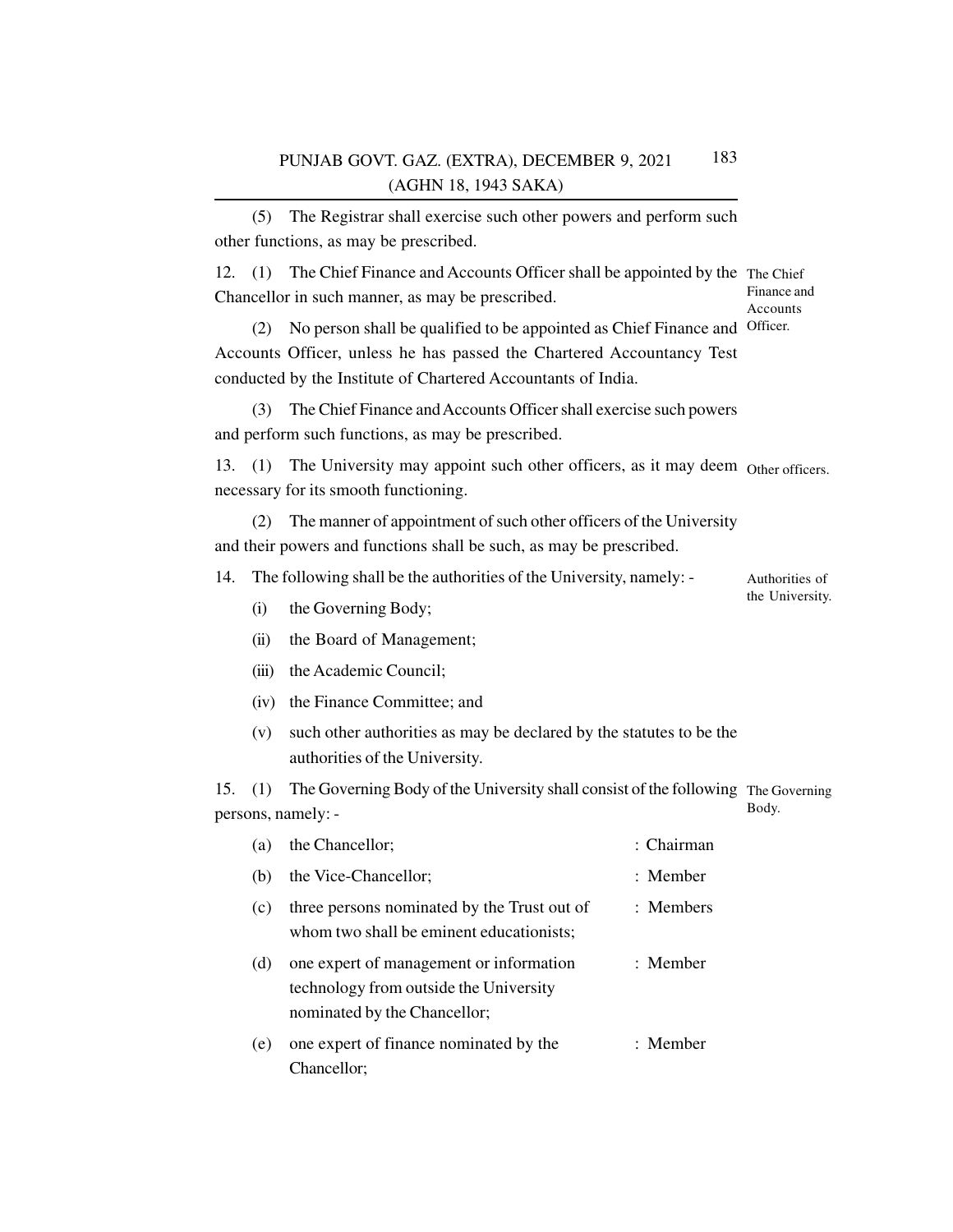(5) The Registrar shall exercise such other powers and perform such other functions, as may be prescribed.

**12.** *The Chief Finance and Accounts Officer.* (1) The Chief Finance and Accounts Officer shall be appointed by the Chancellor in such manner, as may be prescribed.

(2) No person shall be qualified to be appointed as Chief Finance and Accounts Officer, unless he has passed the Chartered Accountancy Test conducted by the Institute of Chartered Accountants of India.

(3) The Chief Finance and Accounts Officer shall exercise such powers and perform such functions, as may be prescribed.

**13.** *Other officers.* (1) The University may appoint such other officers, as it may deem necessary for its smooth functioning.

(2) The manner of appointment of such other officers of the University and their powers and functions shall be such, as may be prescribed.

**14.** *Authorities of the University.* The following shall be the authorities of the University, namely: -

(i) the Governing Body;

(ii) the Board of Management;

(iii) the Academic Council;

(iv) the Finance Committee; and

(v) such other authorities as may be declared by the statutes to be the authorities of the University.

**15.** *The Governing Body.* (1) The Governing Body of the University shall consist of the following persons, namely: -

| | | |
|---|---|---|
| (a) | the Chancellor; | : Chairman |
| (b) | the Vice-Chancellor; | : Member |
| (c) | three persons nominated by the Trust out of whom two shall be eminent educationists; | : Members |
| (d) | one expert of management or information technology from outside the University nominated by the Chancellor; | : Member |
| (e) | one expert of finance nominated by the Chancellor; | : Member |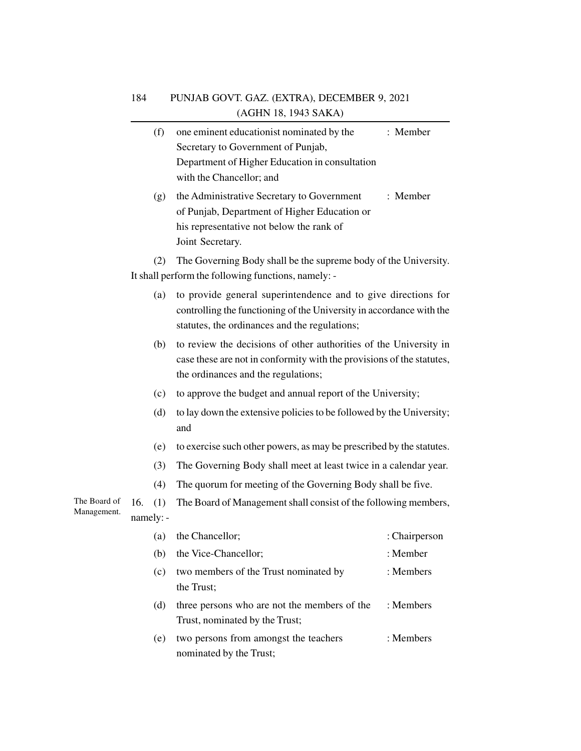(f) one eminent educationist nominated by the Secretary to Government of Punjab, Department of Higher Education in consultation with the Chancellor; and : Member

(g) the Administrative Secretary to Government of Punjab, Department of Higher Education or his representative not below the rank of Joint Secretary. : Member

(2) The Governing Body shall be the supreme body of the University. It shall perform the following functions, namely: -

(a) to provide general superintendence and to give directions for controlling the functioning of the University in accordance with the statutes, the ordinances and the regulations;

(b) to review the decisions of other authorities of the University in case these are not in conformity with the provisions of the statutes, the ordinances and the regulations;

(c) to approve the budget and annual report of the University;

(d) to lay down the extensive policies to be followed by the University; and

(e) to exercise such other powers, as may be prescribed by the statutes.

(3) The Governing Body shall meet at least twice in a calendar year.

(4) The quorum for meeting of the Governing Body shall be five.

The Board of Management.

16. (1) The Board of Management shall consist of the following members, namely: -

(a) the Chancellor; : Chairperson

(b) the Vice-Chancellor; : Member

(c) two members of the Trust nominated by the Trust; : Members

(d) three persons who are not the members of the Trust, nominated by the Trust; : Members

(e) two persons from amongst the teachers nominated by the Trust; : Members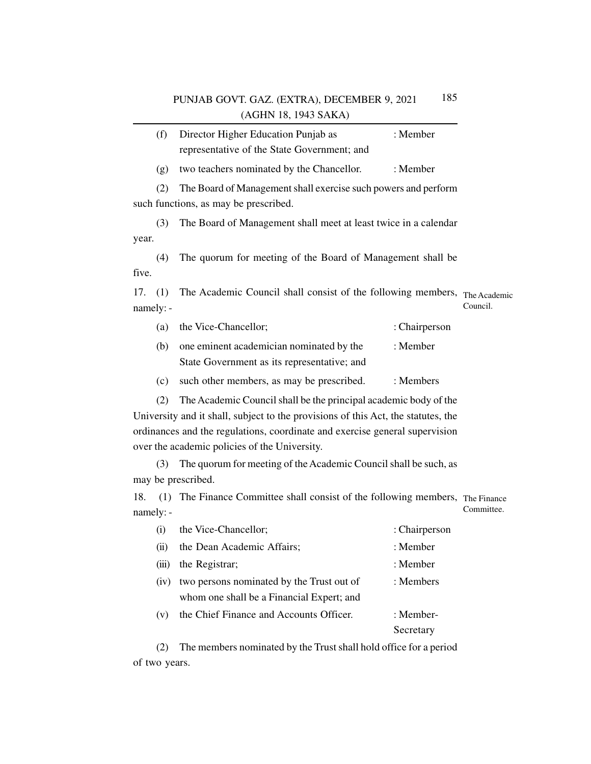(f) Director Higher Education Punjab as representative of the State Government; and : Member

(g) two teachers nominated by the Chancellor. : Member

(2) The Board of Management shall exercise such powers and perform such functions, as may be prescribed.

(3) The Board of Management shall meet at least twice in a calendar year.

(4) The quorum for meeting of the Board of Management shall be five.

**The Academic Council.**

17. (1) The Academic Council shall consist of the following members, namely: -

(a) the Vice-Chancellor; : Chairperson

(b) one eminent academician nominated by the State Government as its representative; and : Member

(c) such other members, as may be prescribed. : Members

(2) The Academic Council shall be the principal academic body of the University and it shall, subject to the provisions of this Act, the statutes, the ordinances and the regulations, coordinate and exercise general supervision over the academic policies of the University.

(3) The quorum for meeting of the Academic Council shall be such, as may be prescribed.

**The Finance Committee.**

18. (1) The Finance Committee shall consist of the following members, namely: -

(i) the Vice-Chancellor; : Chairperson

(ii) the Dean Academic Affairs; : Member

(iii) the Registrar; : Member

(iv) two persons nominated by the Trust out of whom one shall be a Financial Expert; and : Members

(v) the Chief Finance and Accounts Officer. : Member-Secretary

(2) The members nominated by the Trust shall hold office for a period of two years.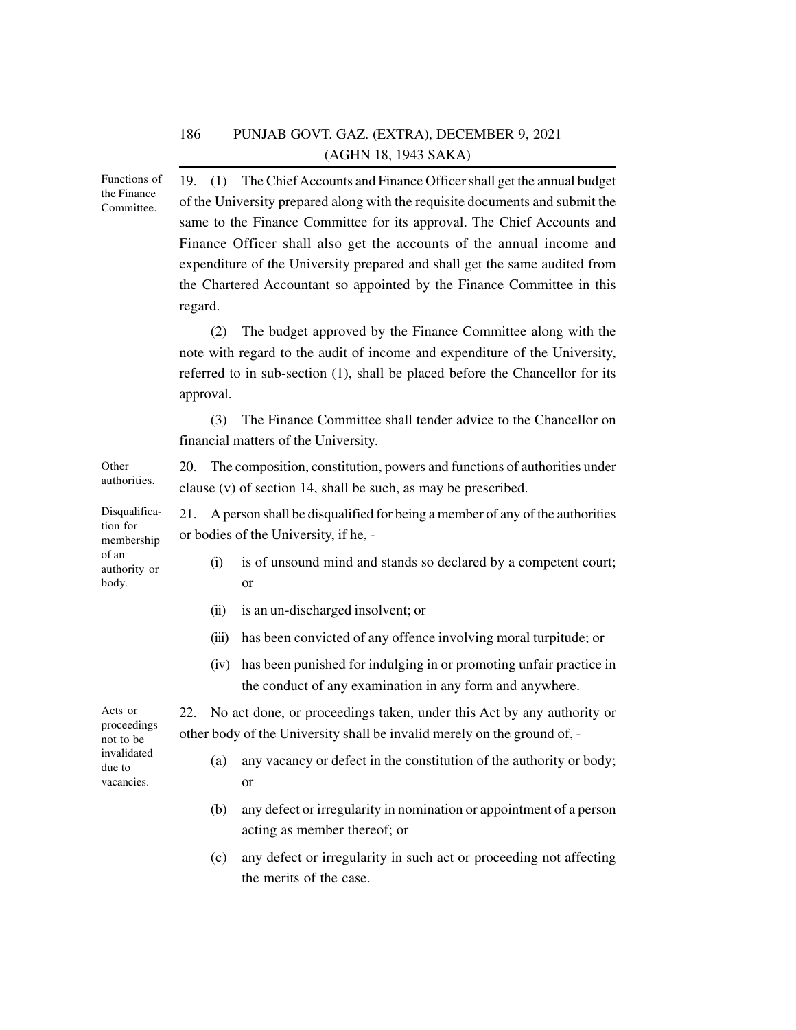**Functions of the Finance Committee.**

19. (1) The Chief Accounts and Finance Officer shall get the annual budget of the University prepared along with the requisite documents and submit the same to the Finance Committee for its approval. The Chief Accounts and Finance Officer shall also get the accounts of the annual income and expenditure of the University prepared and shall get the same audited from the Chartered Accountant so appointed by the Finance Committee in this regard.

(2) The budget approved by the Finance Committee along with the note with regard to the audit of income and expenditure of the University, referred to in sub-section (1), shall be placed before the Chancellor for its approval.

(3) The Finance Committee shall tender advice to the Chancellor on financial matters of the University.

**Other authorities.**

20. The composition, constitution, powers and functions of authorities under clause (v) of section 14, shall be such, as may be prescribed.

**Disqualification for membership of an authority or body.**

21. A person shall be disqualified for being a member of any of the authorities or bodies of the University, if he, -

(i) is of unsound mind and stands so declared by a competent court; or

(ii) is an un-discharged insolvent; or

(iii) has been convicted of any offence involving moral turpitude; or

(iv) has been punished for indulging in or promoting unfair practice in the conduct of any examination in any form and anywhere.

**Acts or proceedings not to be invalidated due to vacancies.**

22. No act done, or proceedings taken, under this Act by any authority or other body of the University shall be invalid merely on the ground of, -

(a) any vacancy or defect in the constitution of the authority or body; or

(b) any defect or irregularity in nomination or appointment of a person acting as member thereof; or

(c) any defect or irregularity in such act or proceeding not affecting the merits of the case.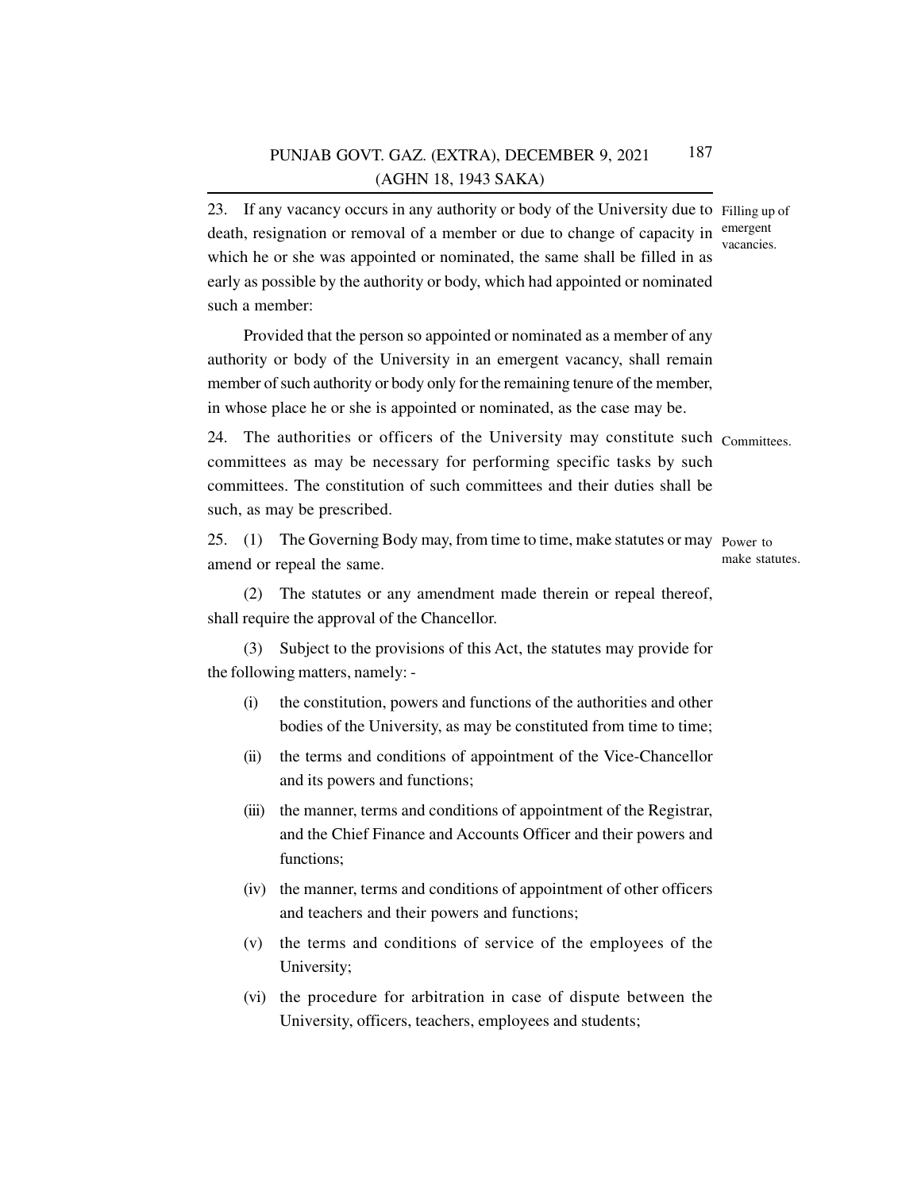23. If any vacancy occurs in any authority or body of the University due to death, resignation or removal of a member or due to change of capacity in which he or she was appointed or nominated, the same shall be filled in as early as possible by the authority or body, which had appointed or nominated such a member:

*Filling up of emergent vacancies.*

Provided that the person so appointed or nominated as a member of any authority or body of the University in an emergent vacancy, shall remain member of such authority or body only for the remaining tenure of the member, in whose place he or she is appointed or nominated, as the case may be.

24. The authorities or officers of the University may constitute such committees as may be necessary for performing specific tasks by such committees. The constitution of such committees and their duties shall be such, as may be prescribed.

*Committees.*

25. (1) The Governing Body may, from time to time, make statutes or may amend or repeal the same.

*Power to make statutes.*

(2) The statutes or any amendment made therein or repeal thereof, shall require the approval of the Chancellor.

(3) Subject to the provisions of this Act, the statutes may provide for the following matters, namely: -

(i) the constitution, powers and functions of the authorities and other bodies of the University, as may be constituted from time to time;

(ii) the terms and conditions of appointment of the Vice-Chancellor and its powers and functions;

(iii) the manner, terms and conditions of appointment of the Registrar, and the Chief Finance and Accounts Officer and their powers and functions;

(iv) the manner, terms and conditions of appointment of other officers and teachers and their powers and functions;

(v) the terms and conditions of service of the employees of the University;

(vi) the procedure for arbitration in case of dispute between the University, officers, teachers, employees and students;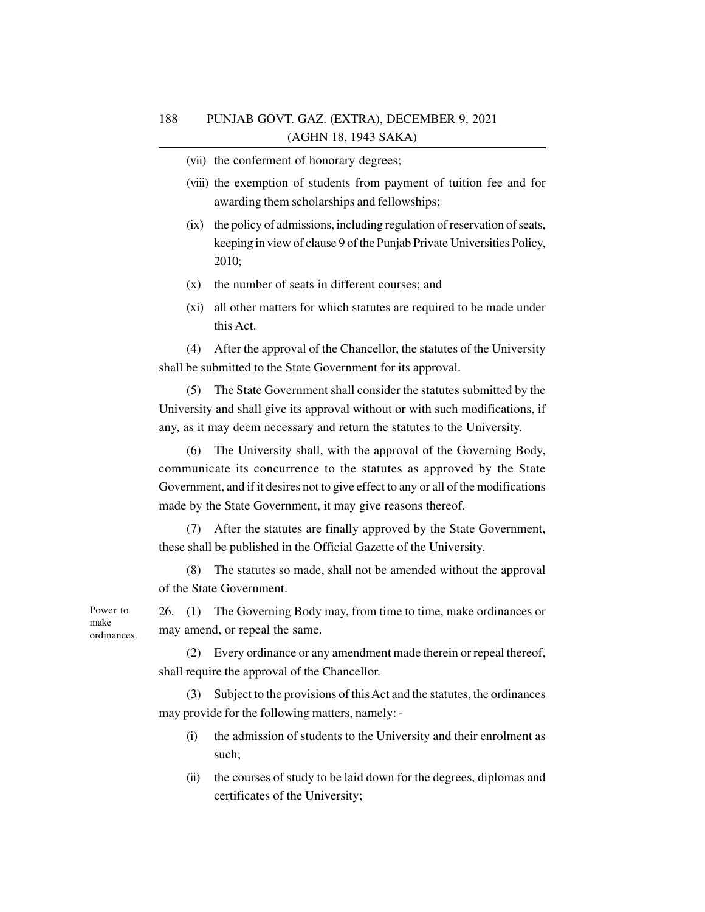(vii) the conferment of honorary degrees;

(viii) the exemption of students from payment of tuition fee and for awarding them scholarships and fellowships;

(ix) the policy of admissions, including regulation of reservation of seats, keeping in view of clause 9 of the Punjab Private Universities Policy, 2010;

(x) the number of seats in different courses; and

(xi) all other matters for which statutes are required to be made under this Act.

(4) After the approval of the Chancellor, the statutes of the University shall be submitted to the State Government for its approval.

(5) The State Government shall consider the statutes submitted by the University and shall give its approval without or with such modifications, if any, as it may deem necessary and return the statutes to the University.

(6) The University shall, with the approval of the Governing Body, communicate its concurrence to the statutes as approved by the State Government, and if it desires not to give effect to any or all of the modifications made by the State Government, it may give reasons thereof.

(7) After the statutes are finally approved by the State Government, these shall be published in the Official Gazette of the University.

(8) The statutes so made, shall not be amended without the approval of the State Government.

**Power to make ordinances.**

26. (1) The Governing Body may, from time to time, make ordinances or may amend, or repeal the same.

(2) Every ordinance or any amendment made therein or repeal thereof, shall require the approval of the Chancellor.

(3) Subject to the provisions of this Act and the statutes, the ordinances may provide for the following matters, namely: -

(i) the admission of students to the University and their enrolment as such;

(ii) the courses of study to be laid down for the degrees, diplomas and certificates of the University;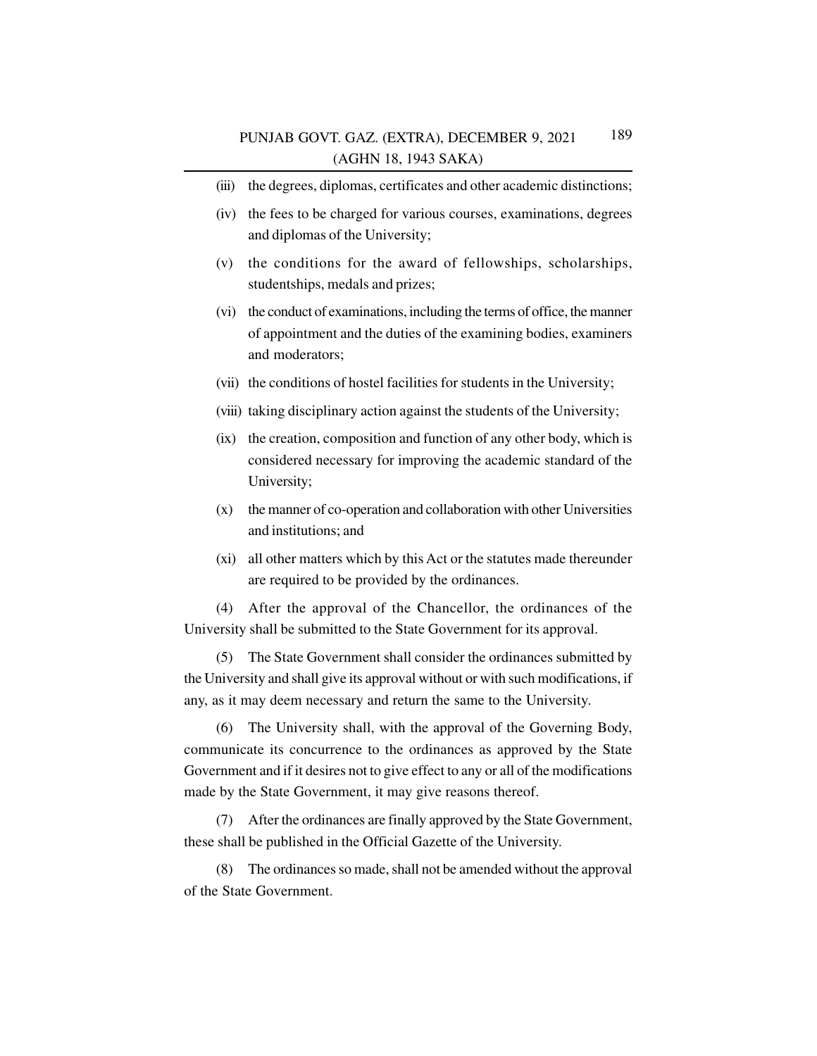(iii) the degrees, diplomas, certificates and other academic distinctions;

(iv) the fees to be charged for various courses, examinations, degrees and diplomas of the University;

(v) the conditions for the award of fellowships, scholarships, studentships, medals and prizes;

(vi) the conduct of examinations, including the terms of office, the manner of appointment and the duties of the examining bodies, examiners and moderators;

(vii) the conditions of hostel facilities for students in the University;

(viii) taking disciplinary action against the students of the University;

(ix) the creation, composition and function of any other body, which is considered necessary for improving the academic standard of the University;

(x) the manner of co-operation and collaboration with other Universities and institutions; and

(xi) all other matters which by this Act or the statutes made thereunder are required to be provided by the ordinances.

(4) After the approval of the Chancellor, the ordinances of the University shall be submitted to the State Government for its approval.

(5) The State Government shall consider the ordinances submitted by the University and shall give its approval without or with such modifications, if any, as it may deem necessary and return the same to the University.

(6) The University shall, with the approval of the Governing Body, communicate its concurrence to the ordinances as approved by the State Government and if it desires not to give effect to any or all of the modifications made by the State Government, it may give reasons thereof.

(7) After the ordinances are finally approved by the State Government, these shall be published in the Official Gazette of the University.

(8) The ordinances so made, shall not be amended without the approval of the State Government.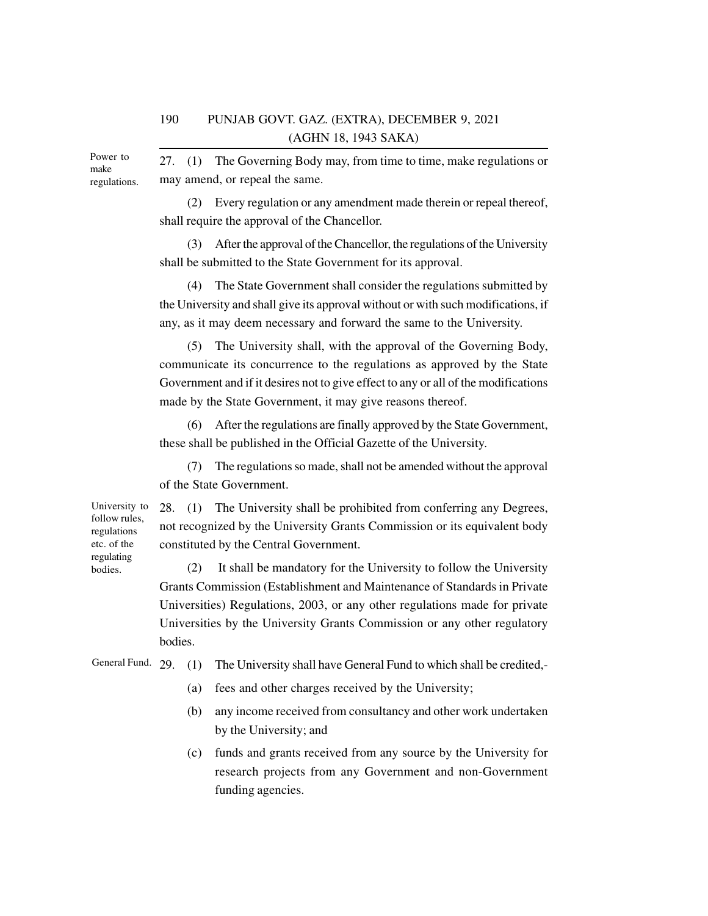**Power to make regulations.**

27. (1) The Governing Body may, from time to time, make regulations or may amend, or repeal the same.

(2) Every regulation or any amendment made therein or repeal thereof, shall require the approval of the Chancellor.

(3) After the approval of the Chancellor, the regulations of the University shall be submitted to the State Government for its approval.

(4) The State Government shall consider the regulations submitted by the University and shall give its approval without or with such modifications, if any, as it may deem necessary and forward the same to the University.

(5) The University shall, with the approval of the Governing Body, communicate its concurrence to the regulations as approved by the State Government and if it desires not to give effect to any or all of the modifications made by the State Government, it may give reasons thereof.

(6) After the regulations are finally approved by the State Government, these shall be published in the Official Gazette of the University.

(7) The regulations so made, shall not be amended without the approval of the State Government.

**University to follow rules, regulations etc. of the regulating bodies.**

28. (1) The University shall be prohibited from conferring any Degrees, not recognized by the University Grants Commission or its equivalent body constituted by the Central Government.

(2) It shall be mandatory for the University to follow the University Grants Commission (Establishment and Maintenance of Standards in Private Universities) Regulations, 2003, or any other regulations made for private Universities by the University Grants Commission or any other regulatory bodies.

**General Fund.**

29. (1) The University shall have General Fund to which shall be credited,-

(a) fees and other charges received by the University;

(b) any income received from consultancy and other work undertaken by the University; and

(c) funds and grants received from any source by the University for research projects from any Government and non-Government funding agencies.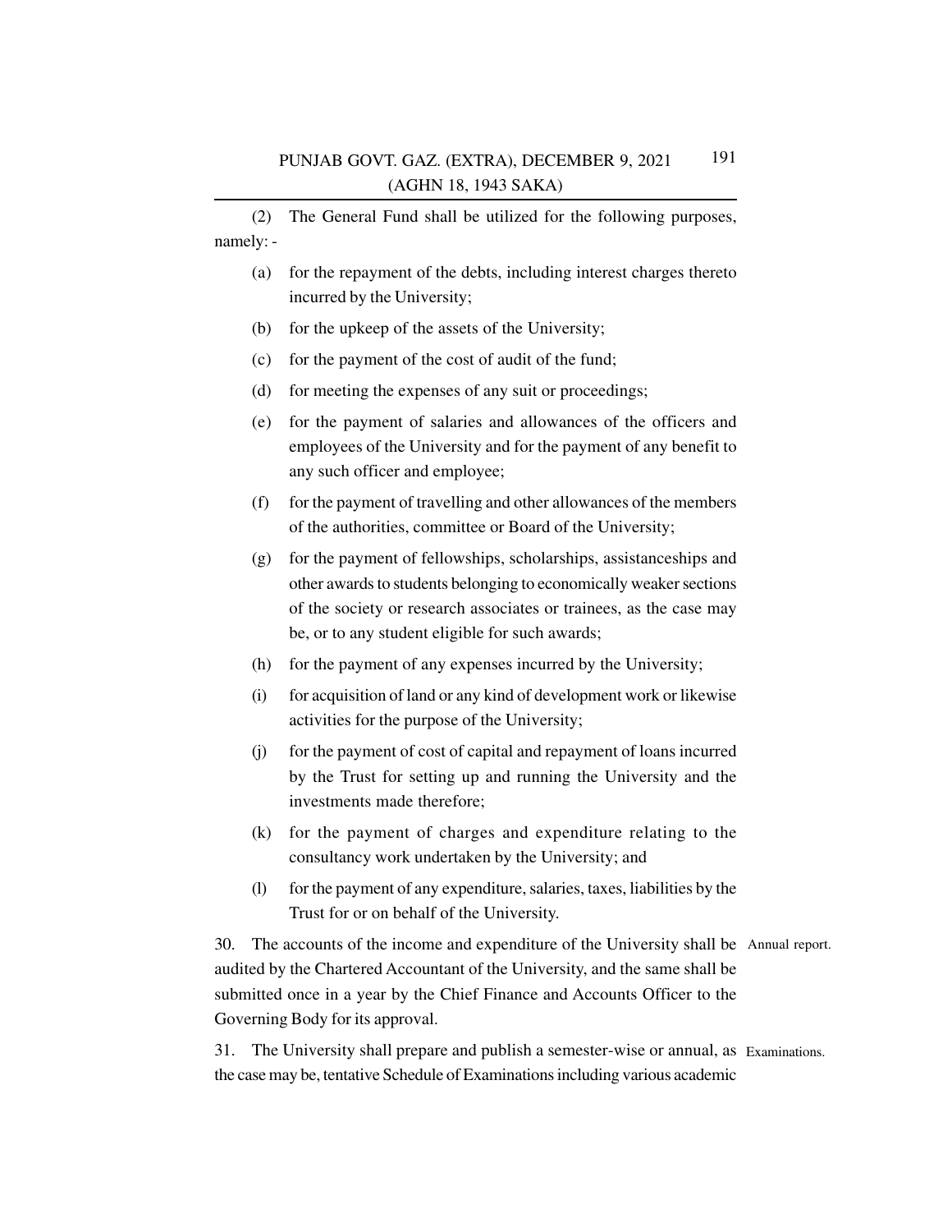(2) The General Fund shall be utilized for the following purposes, namely: -

(a) for the repayment of the debts, including interest charges thereto incurred by the University;

(b) for the upkeep of the assets of the University;

(c) for the payment of the cost of audit of the fund;

(d) for meeting the expenses of any suit or proceedings;

(e) for the payment of salaries and allowances of the officers and employees of the University and for the payment of any benefit to any such officer and employee;

(f) for the payment of travelling and other allowances of the members of the authorities, committee or Board of the University;

(g) for the payment of fellowships, scholarships, assistanceships and other awards to students belonging to economically weaker sections of the society or research associates or trainees, as the case may be, or to any student eligible for such awards;

(h) for the payment of any expenses incurred by the University;

(i) for acquisition of land or any kind of development work or likewise activities for the purpose of the University;

(j) for the payment of cost of capital and repayment of loans incurred by the Trust for setting up and running the University and the investments made therefore;

(k) for the payment of charges and expenditure relating to the consultancy work undertaken by the University; and

(l) for the payment of any expenditure, salaries, taxes, liabilities by the Trust for or on behalf of the University.

Annual report.

30. The accounts of the income and expenditure of the University shall be audited by the Chartered Accountant of the University, and the same shall be submitted once in a year by the Chief Finance and Accounts Officer to the Governing Body for its approval.

Examinations.

31. The University shall prepare and publish a semester-wise or annual, as the case may be, tentative Schedule of Examinations including various academic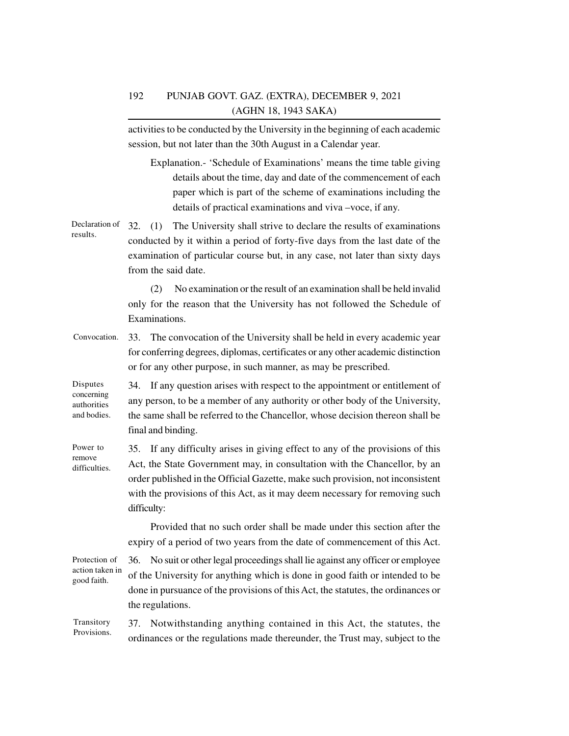activities to be conducted by the University in the beginning of each academic session, but not later than the 30th August in a Calendar year.

Explanation.- 'Schedule of Examinations' means the time table giving details about the time, day and date of the commencement of each paper which is part of the scheme of examinations including the details of practical examinations and viva –voce, if any.

**Declaration of results.**

32. (1) The University shall strive to declare the results of examinations conducted by it within a period of forty-five days from the last date of the examination of particular course but, in any case, not later than sixty days from the said date.

(2) No examination or the result of an examination shall be held invalid only for the reason that the University has not followed the Schedule of Examinations.

**Convocation.**

33. The convocation of the University shall be held in every academic year for conferring degrees, diplomas, certificates or any other academic distinction or for any other purpose, in such manner, as may be prescribed.

**Disputes concerning authorities and bodies.**

34. If any question arises with respect to the appointment or entitlement of any person, to be a member of any authority or other body of the University, the same shall be referred to the Chancellor, whose decision thereon shall be final and binding.

**Power to remove difficulties.**

35. If any difficulty arises in giving effect to any of the provisions of this Act, the State Government may, in consultation with the Chancellor, by an order published in the Official Gazette, make such provision, not inconsistent with the provisions of this Act, as it may deem necessary for removing such difficulty:

Provided that no such order shall be made under this section after the expiry of a period of two years from the date of commencement of this Act.

**Protection of action taken in good faith.**

36. No suit or other legal proceedings shall lie against any officer or employee of the University for anything which is done in good faith or intended to be done in pursuance of the provisions of this Act, the statutes, the ordinances or the regulations.

**Transitory Provisions.**

37. Notwithstanding anything contained in this Act, the statutes, the ordinances or the regulations made thereunder, the Trust may, subject to the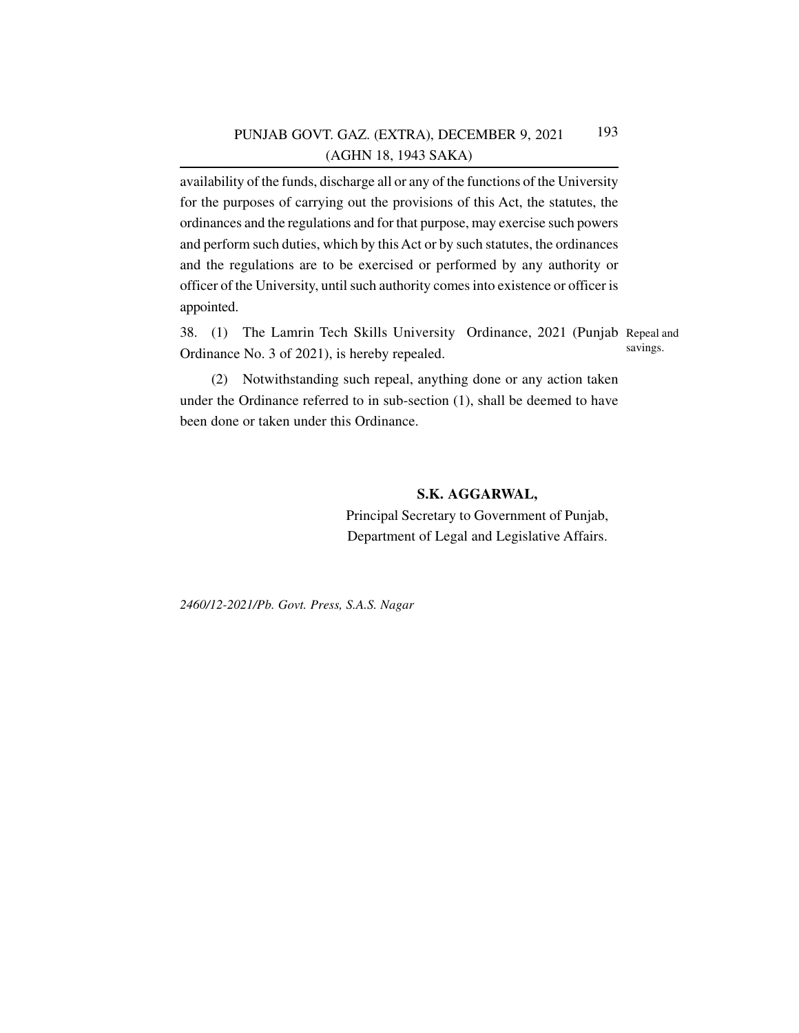availability of the funds, discharge all or any of the functions of the University for the purposes of carrying out the provisions of this Act, the statutes, the ordinances and the regulations and for that purpose, may exercise such powers and perform such duties, which by this Act or by such statutes, the ordinances and the regulations are to be exercised or performed by any authority or officer of the University, until such authority comes into existence or officer is appointed.

Repeal and savings.

38. (1) The Lamrin Tech Skills University Ordinance, 2021 (Punjab Ordinance No. 3 of 2021), is hereby repealed.

(2) Notwithstanding such repeal, anything done or any action taken under the Ordinance referred to in sub-section (1), shall be deemed to have been done or taken under this Ordinance.

**S.K. AGGARWAL,**
Principal Secretary to Government of Punjab,
Department of Legal and Legislative Affairs.

*2460/12-2021/Pb. Govt. Press, S.A.S. Nagar*